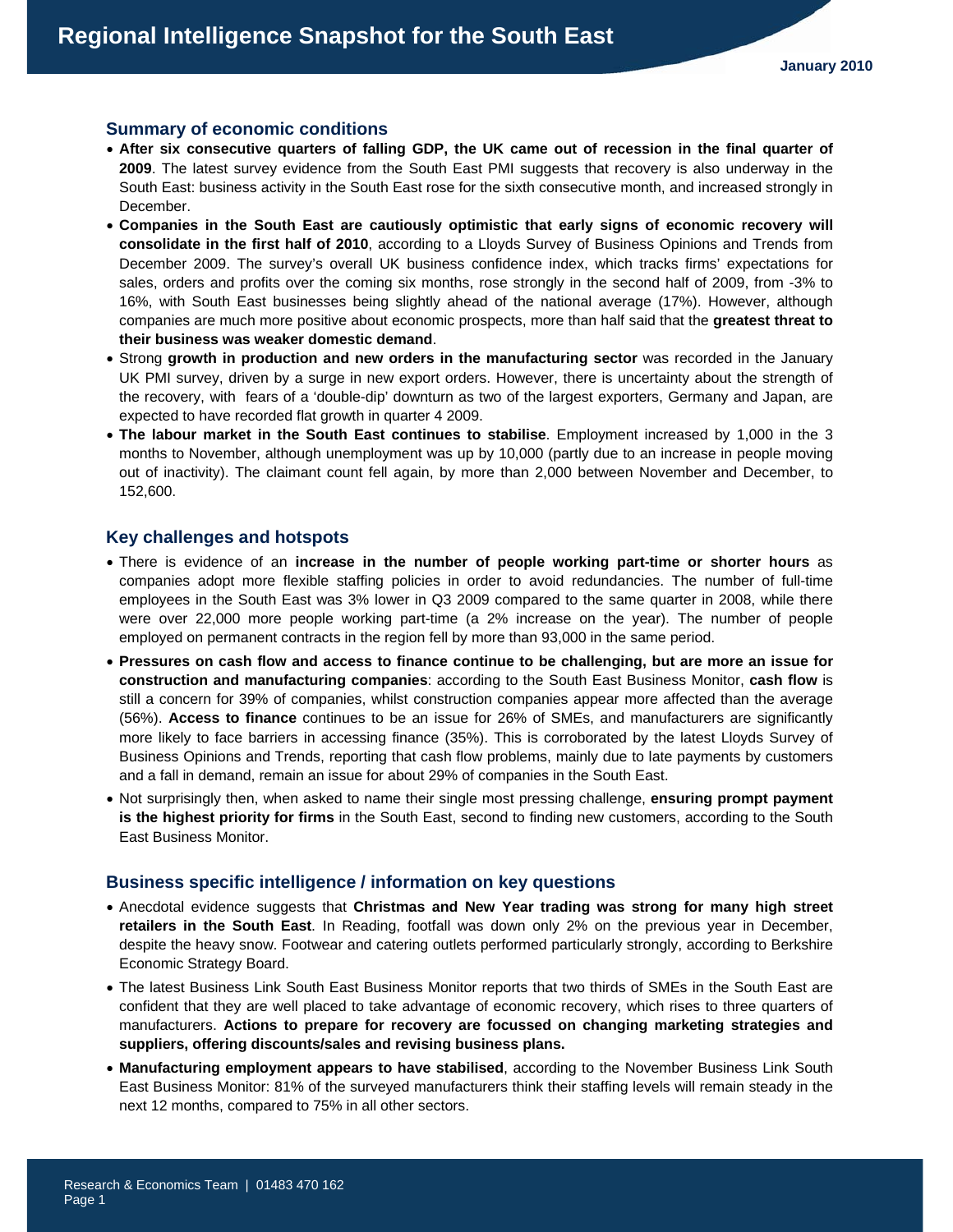# Regional Intelligence Snapshot for the South East

**January 2010**

## Summary of economic conditions

- **After six consecutive quarters of falling GDP, the UK came out of recession in the final quarter of 2009**. The latest survey evidence from the South East PMI suggests that recovery is also underway in the South East: business activity in the South East rose for the sixth consecutive month, and increased strongly in December.
- **Companies in the South East are cautiously optimistic that early signs of economic recovery will consolidate in the first half of 2010**, according to a Lloyds Survey of Business Opinions and Trends from December 2009. The survey's overall UK business confidence index, which tracks firms' expectations for sales, orders and profits over the coming six months, rose strongly in the second half of 2009, from -3% to 16%, with South East businesses being slightly ahead of the national average (17%). However, although companies are much more positive about economic prospects, more than half said that the **greatest threat to their business was weaker domestic demand**.
- Strong **growth in production and new orders in the manufacturing sector** was recorded in the January UK PMI survey, driven by a surge in new export orders. However, there is uncertainty about the strength of the recovery, with fears of a 'double-dip' downturn as two of the largest exporters, Germany and Japan, are expected to have recorded flat growth in quarter 4 2009.
- **The labour market in the South East continues to stabilise**. Employment increased by 1,000 in the 3 months to November, although unemployment was up by 10,000 (partly due to an increase in people moving out of inactivity). The claimant count fell again, by more than 2,000 between November and December, to 152,600.

## Key challenges and hotspots

- There is evidence of an **increase in the number of people working part-time or shorter hours** as companies adopt more flexible staffing policies in order to avoid redundancies. The number of full-time employees in the South East was 3% lower in Q3 2009 compared to the same quarter in 2008, while there were over 22,000 more people working part-time (a 2% increase on the year). The number of people employed on permanent contracts in the region fell by more than 93,000 in the same period.
- **Pressures on cash flow and access to finance continue to be challenging, but are more an issue for construction and manufacturing companies**: according to the South East Business Monitor, **cash flow** is still a concern for 39% of companies, whilst construction companies appear more affected than the average (56%). **Access to finance** continues to be an issue for 26% of SMEs, and manufacturers are significantly more likely to face barriers in accessing finance (35%). This is corroborated by the latest Lloyds Survey of Business Opinions and Trends, reporting that cash flow problems, mainly due to late payments by customers and a fall in demand, remain an issue for about 29% of companies in the South East.
- Not surprisingly then, when asked to name their single most pressing challenge, **ensuring prompt payment is the highest priority for firms** in the South East, second to finding new customers, according to the South East Business Monitor.

## Business specific intelligence / information on key questions

- Anecdotal evidence suggests that **Christmas and New Year trading was strong for many high street retailers in the South East**. In Reading, footfall was down only 2% on the previous year in December, despite the heavy snow. Footwear and catering outlets performed particularly strongly, according to Berkshire Economic Strategy Board.
- The latest Business Link South East Business Monitor reports that two thirds of SMEs in the South East are confident that they are well placed to take advantage of economic recovery, which rises to three quarters of manufacturers. **Actions to prepare for recovery are focussed on changing marketing strategies and suppliers, offering discounts/sales and revising business plans.**
- **Manufacturing employment appears to have stabilised**, according to the November Business Link South East Business Monitor: 81% of the surveyed manufacturers think their staffing levels will remain steady in the next 12 months, compared to 75% in all other sectors.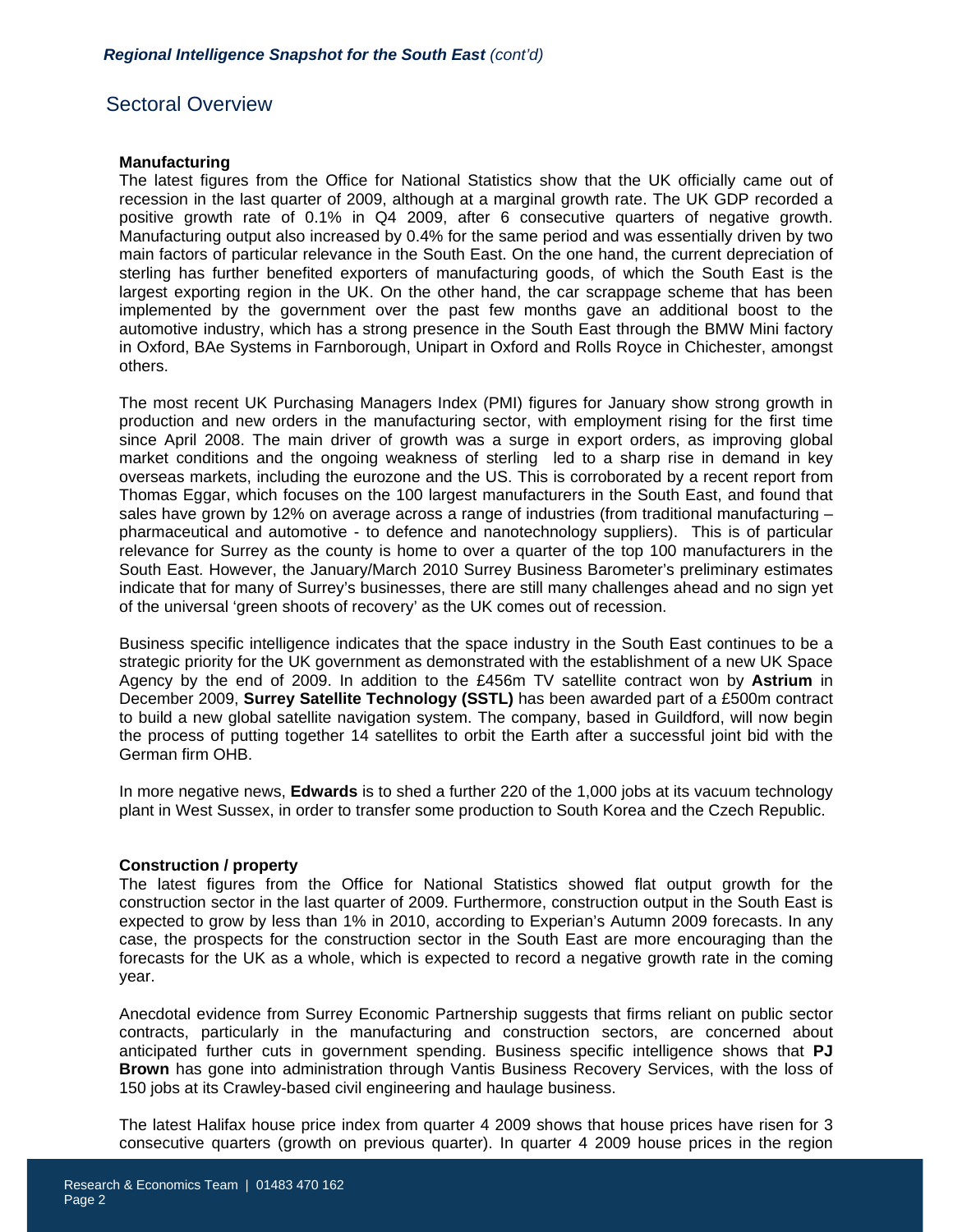## Sectoral Overview

**Manufacturing**

The latest figures from the Office for National Statistics show that the UK officially came out of recession in the last quarter of 2009, although at a marginal growth rate. The UK GDP recorded a positive growth rate of 0.1% in Q4 2009, after 6 consecutive quarters of negative growth. Manufacturing output also increased by 0.4% for the same period and was essentially driven by two main factors of particular relevance in the South East. On the one hand, the current depreciation of sterling has further benefited exporters of manufacturing goods, of which the South East is the largest exporting region in the UK. On the other hand, the car scrappage scheme that has been implemented by the government over the past few months gave an additional boost to the automotive industry, which has a strong presence in the South East through the BMW Mini factory in Oxford, BAe Systems in Farnborough, Unipart in Oxford and Rolls Royce in Chichester, amongst others.

The most recent UK Purchasing Managers Index (PMI) figures for January show strong growth in production and new orders in the manufacturing sector, with employment rising for the first time since April 2008. The main driver of growth was a surge in export orders, as improving global market conditions and the ongoing weakness of sterling led to a sharp rise in demand in key overseas markets, including the eurozone and the US. This is corroborated by a recent report from Thomas Eggar, which focuses on the 100 largest manufacturers in the South East, and found that sales have grown by 12% on average across a range of industries (from traditional manufacturing – pharmaceutical and automotive - to defence and nanotechnology suppliers). This is of particular relevance for Surrey as the county is home to over a quarter of the top 100 manufacturers in the South East. However, the January/March 2010 Surrey Business Barometer's preliminary estimates indicate that for many of Surrey's businesses, there are still many challenges ahead and no sign yet of the universal 'green shoots of recovery' as the UK comes out of recession.

Business specific intelligence indicates that the space industry in the South East continues to be a strategic priority for the UK government as demonstrated with the establishment of a new UK Space Agency by the end of 2009. In addition to the £456m TV satellite contract won by **Astrium** in December 2009, **Surrey Satellite Technology (SSTL)** has been awarded part of a £500m contract to build a new global satellite navigation system. The company, based in Guildford, will now begin the process of putting together 14 satellites to orbit the Earth after a successful joint bid with the German firm OHB.

In more negative news, **Edwards** is to shed a further 220 of the 1,000 jobs at its vacuum technology plant in West Sussex, in order to transfer some production to South Korea and the Czech Republic.

**Construction / property**

The latest figures from the Office for National Statistics showed flat output growth for the construction sector in the last quarter of 2009. Furthermore, construction output in the South East is expected to grow by less than 1% in 2010, according to Experian's Autumn 2009 forecasts. In any case, the prospects for the construction sector in the South East are more encouraging than the forecasts for the UK as a whole, which is expected to record a negative growth rate in the coming year.

Anecdotal evidence from Surrey Economic Partnership suggests that firms reliant on public sector contracts, particularly in the manufacturing and construction sectors, are concerned about anticipated further cuts in government spending. Business specific intelligence shows that **PJ Brown** has gone into administration through Vantis Business Recovery Services, with the loss of 150 jobs at its Crawley-based civil engineering and haulage business.

The latest Halifax house price index from quarter 4 2009 shows that house prices have risen for 3 consecutive quarters (growth on previous quarter). In quarter 4 2009 house prices in the region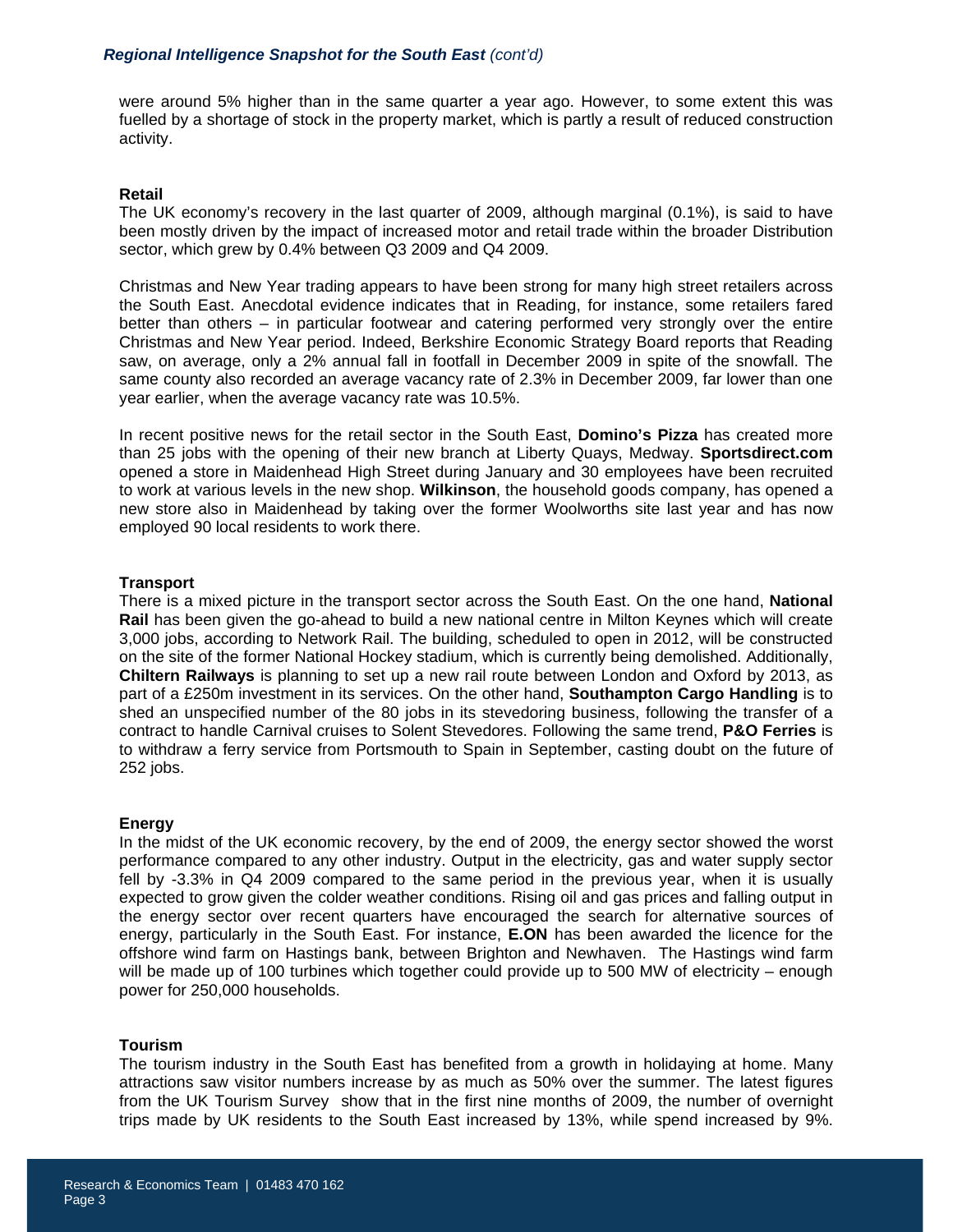were around 5% higher than in the same quarter a year ago. However, to some extent this was fuelled by a shortage of stock in the property market, which is partly a result of reduced construction activity.

**Retail**

The UK economy's recovery in the last quarter of 2009, although marginal (0.1%), is said to have been mostly driven by the impact of increased motor and retail trade within the broader Distribution sector, which grew by 0.4% between Q3 2009 and Q4 2009.

Christmas and New Year trading appears to have been strong for many high street retailers across the South East. Anecdotal evidence indicates that in Reading, for instance, some retailers fared better than others – in particular footwear and catering performed very strongly over the entire Christmas and New Year period. Indeed, Berkshire Economic Strategy Board reports that Reading saw, on average, only a 2% annual fall in footfall in December 2009 in spite of the snowfall. The same county also recorded an average vacancy rate of 2.3% in December 2009, far lower than one year earlier, when the average vacancy rate was 10.5%.

In recent positive news for the retail sector in the South East, **Domino's Pizza** has created more than 25 jobs with the opening of their new branch at Liberty Quays, Medway. **Sportsdirect.com** opened a store in Maidenhead High Street during January and 30 employees have been recruited to work at various levels in the new shop. **Wilkinson**, the household goods company, has opened a new store also in Maidenhead by taking over the former Woolworths site last year and has now employed 90 local residents to work there.

**Transport**

There is a mixed picture in the transport sector across the South East. On the one hand, **National Rail** has been given the go-ahead to build a new national centre in Milton Keynes which will create 3,000 jobs, according to Network Rail. The building, scheduled to open in 2012, will be constructed on the site of the former National Hockey stadium, which is currently being demolished. Additionally, **Chiltern Railways** is planning to set up a new rail route between London and Oxford by 2013, as part of a £250m investment in its services. On the other hand, **Southampton Cargo Handling** is to shed an unspecified number of the 80 jobs in its stevedoring business, following the transfer of a contract to handle Carnival cruises to Solent Stevedores. Following the same trend, **P&O Ferries** is to withdraw a ferry service from Portsmouth to Spain in September, casting doubt on the future of 252 jobs.

**Energy**

In the midst of the UK economic recovery, by the end of 2009, the energy sector showed the worst performance compared to any other industry. Output in the electricity, gas and water supply sector fell by -3.3% in Q4 2009 compared to the same period in the previous year, when it is usually expected to grow given the colder weather conditions. Rising oil and gas prices and falling output in the energy sector over recent quarters have encouraged the search for alternative sources of energy, particularly in the South East. For instance, **E.ON** has been awarded the licence for the offshore wind farm on Hastings bank, between Brighton and Newhaven. The Hastings wind farm will be made up of 100 turbines which together could provide up to 500 MW of electricity – enough power for 250,000 households.

**Tourism**

The tourism industry in the South East has benefited from a growth in holidaying at home. Many attractions saw visitor numbers increase by as much as 50% over the summer. The latest figures from the UK Tourism Survey show that in the first nine months of 2009, the number of overnight trips made by UK residents to the South East increased by 13%, while spend increased by 9%.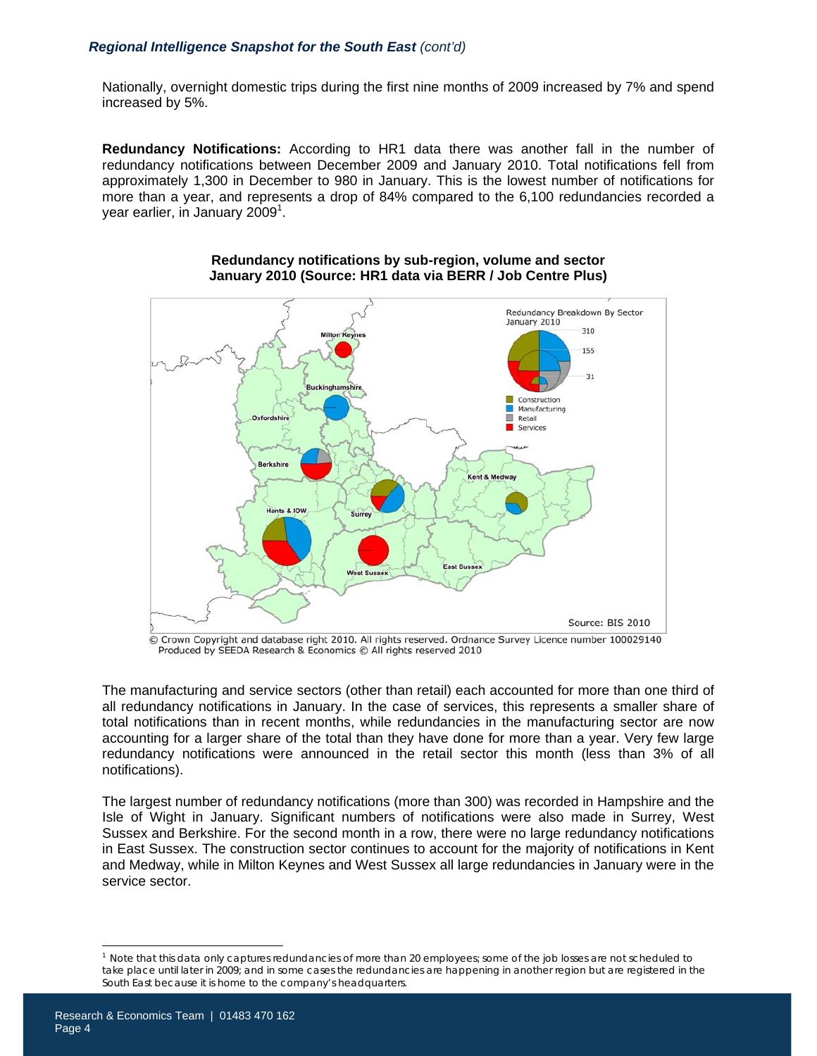Nationally, overnight domestic trips during the first nine months of 2009 increased by 7% and spend increased by 5%.

**Redundancy Notifications:** According to HR1 data there was another fall in the number of redundancy notifications between December 2009 and January 2010. Total notifications fell from approximately 1,300 in December to 980 in January. This is the lowest number of notifications for more than a year, and represents a drop of 84% compared to the 6,100 redundancies recorded a year earlier, in January 2009[1].

**Redundancy notifications by sub-region, volume and sector January 2010 (Source: HR1 data via BERR / Job Centre Plus)**

Redundancy Breakdown By Sector
January 2010
310
155
31
Construction
Manufacturing
Retail
Services
Milton Keynes
Buckinghamshire
Oxfordshire
Berkshire
Kent & Medway
Surrey
Hants & IOW
West Sussex
East Sussex
Source: BIS 2010

© Crown Copyright and database right 2010. All rights reserved. Ordnance Survey Licence number 100029140
Produced by SEEDA Research & Economics © All rights reserved 2010

The manufacturing and service sectors (other than retail) each accounted for more than one third of all redundancy notifications in January. In the case of services, this represents a smaller share of total notifications than in recent months, while redundancies in the manufacturing sector are now accounting for a larger share of the total than they have done for more than a year. Very few large redundancy notifications were announced in the retail sector this month (less than 3% of all notifications).

The largest number of redundancy notifications (more than 300) was recorded in Hampshire and the Isle of Wight in January. Significant numbers of notifications were also made in Surrey, West Sussex and Berkshire. For the second month in a row, there were no large redundancy notifications in East Sussex. The construction sector continues to account for the majority of notifications in Kent and Medway, while in Milton Keynes and West Sussex all large redundancies in January were in the service sector.

[1] Note that this data only captures redundancies of more than 20 employees; some of the job losses are not scheduled to take place until later in 2009; and in some cases the redundancies are happening in another region but are registered in the South East because it is home to the company's headquarters.